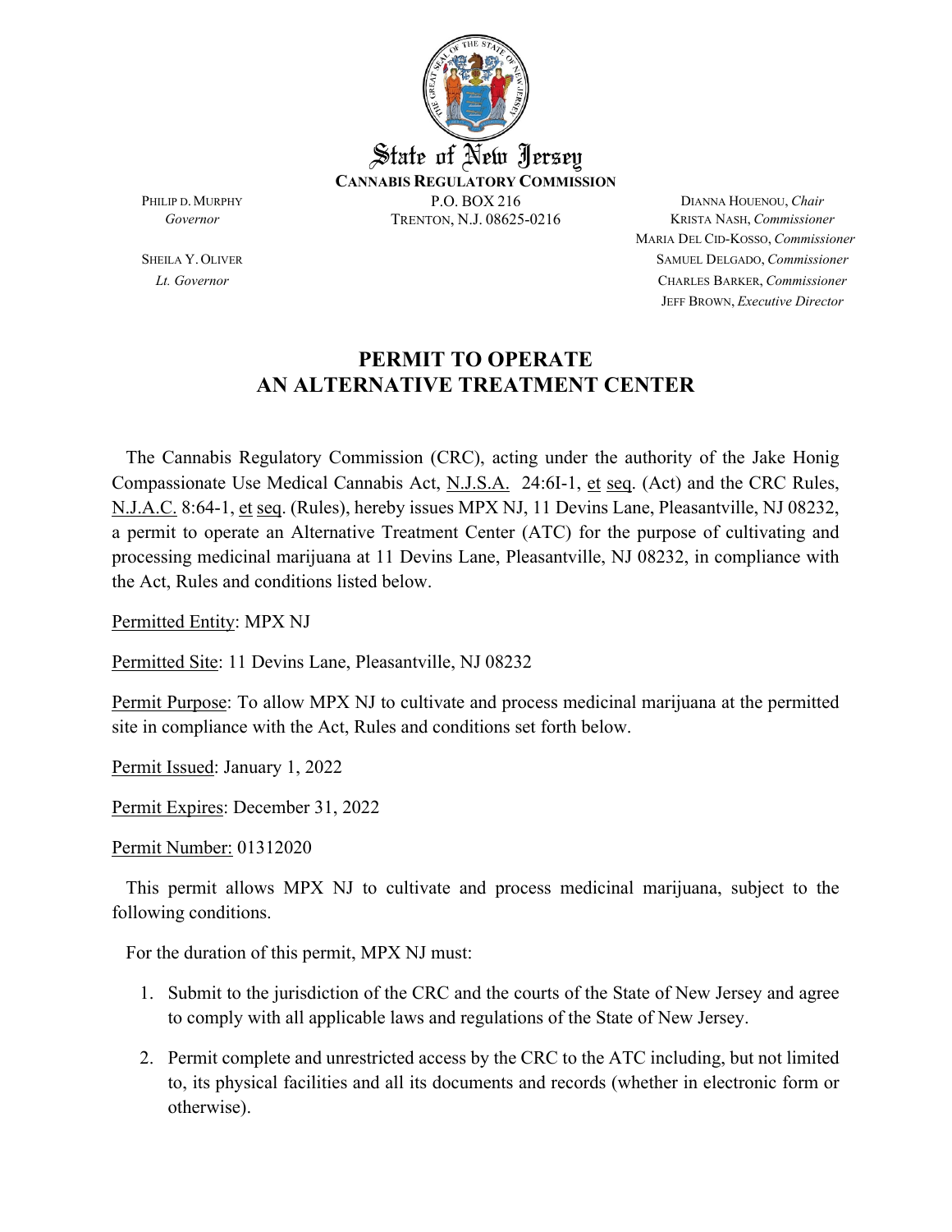State of New Jersey

**CANNABIS REGULATORY COMMISSION**

P.O. BOX 216
TRENTON, N.J. 08625-0216

PHILIP D. MURPHY
*Governor*

SHEILA Y. OLIVER
*Lt. Governor*

DIANNA HOUENOU, *Chair*
KRISTA NASH, *Commissioner*
MARIA DEL CID-KOSSO, *Commissioner*
SAMUEL DELGADO, *Commissioner*
CHARLES BARKER, *Commissioner*
JEFF BROWN, *Executive Director*

# PERMIT TO OPERATE AN ALTERNATIVE TREATMENT CENTER

The Cannabis Regulatory Commission (CRC), acting under the authority of the Jake Honig Compassionate Use Medical Cannabis Act, N.J.S.A. 24:6I-1, et seq. (Act) and the CRC Rules, N.J.A.C. 8:64-1, et seq. (Rules), hereby issues MPX NJ, 11 Devins Lane, Pleasantville, NJ 08232, a permit to operate an Alternative Treatment Center (ATC) for the purpose of cultivating and processing medicinal marijuana at 11 Devins Lane, Pleasantville, NJ 08232, in compliance with the Act, Rules and conditions listed below.

Permitted Entity: MPX NJ

Permitted Site: 11 Devins Lane, Pleasantville, NJ 08232

Permit Purpose: To allow MPX NJ to cultivate and process medicinal marijuana at the permitted site in compliance with the Act, Rules and conditions set forth below.

Permit Issued: January 1, 2022

Permit Expires: December 31, 2022

Permit Number: 01312020

This permit allows MPX NJ to cultivate and process medicinal marijuana, subject to the following conditions.

For the duration of this permit, MPX NJ must:

1. Submit to the jurisdiction of the CRC and the courts of the State of New Jersey and agree to comply with all applicable laws and regulations of the State of New Jersey.
2. Permit complete and unrestricted access by the CRC to the ATC including, but not limited to, its physical facilities and all its documents and records (whether in electronic form or otherwise).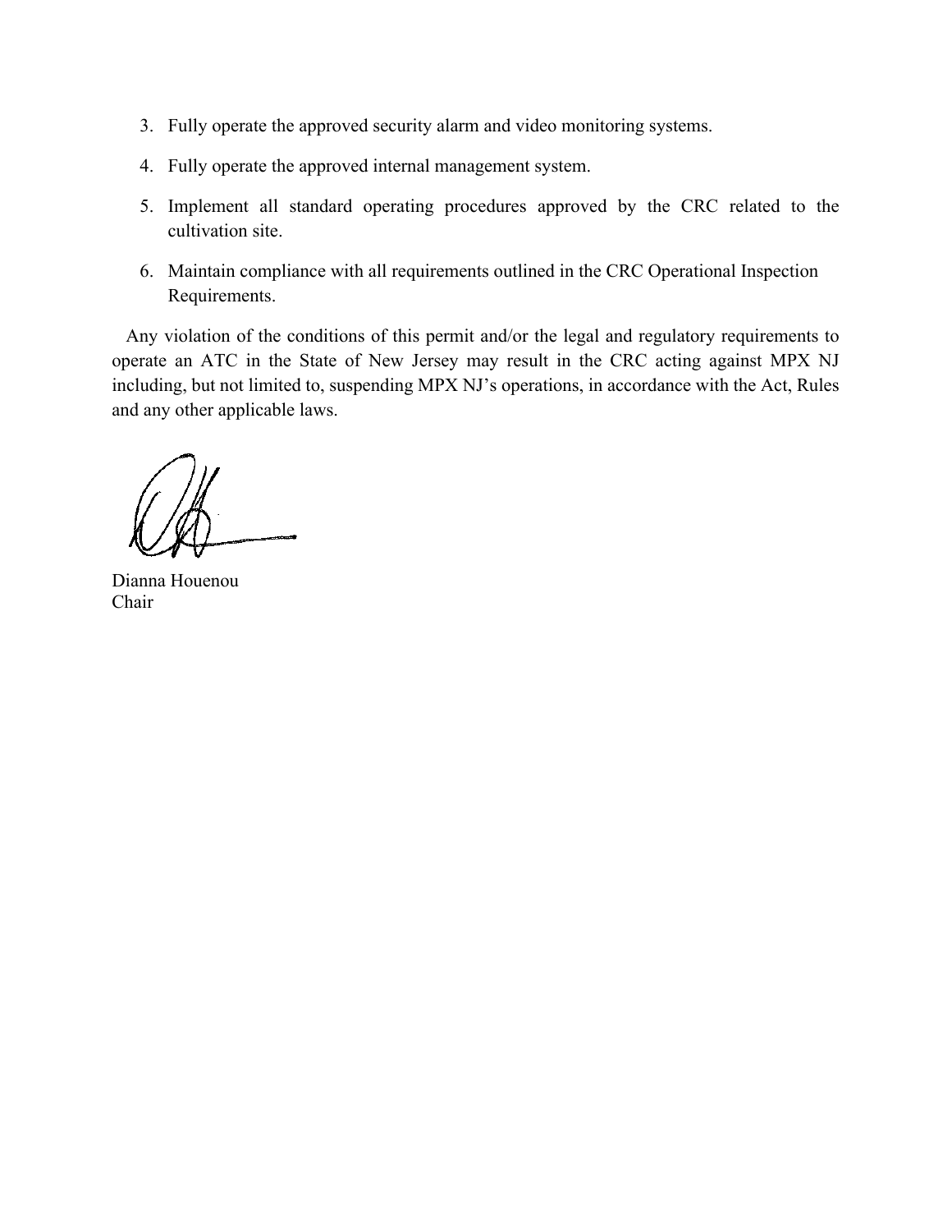3. Fully operate the approved security alarm and video monitoring systems.
4. Fully operate the approved internal management system.
5. Implement all standard operating procedures approved by the CRC related to the cultivation site.
6. Maintain compliance with all requirements outlined in the CRC Operational Inspection Requirements.

Any violation of the conditions of this permit and/or the legal and regulatory requirements to operate an ATC in the State of New Jersey may result in the CRC acting against MPX NJ including, but not limited to, suspending MPX NJ's operations, in accordance with the Act, Rules and any other applicable laws.

Dianna Houenou
Chair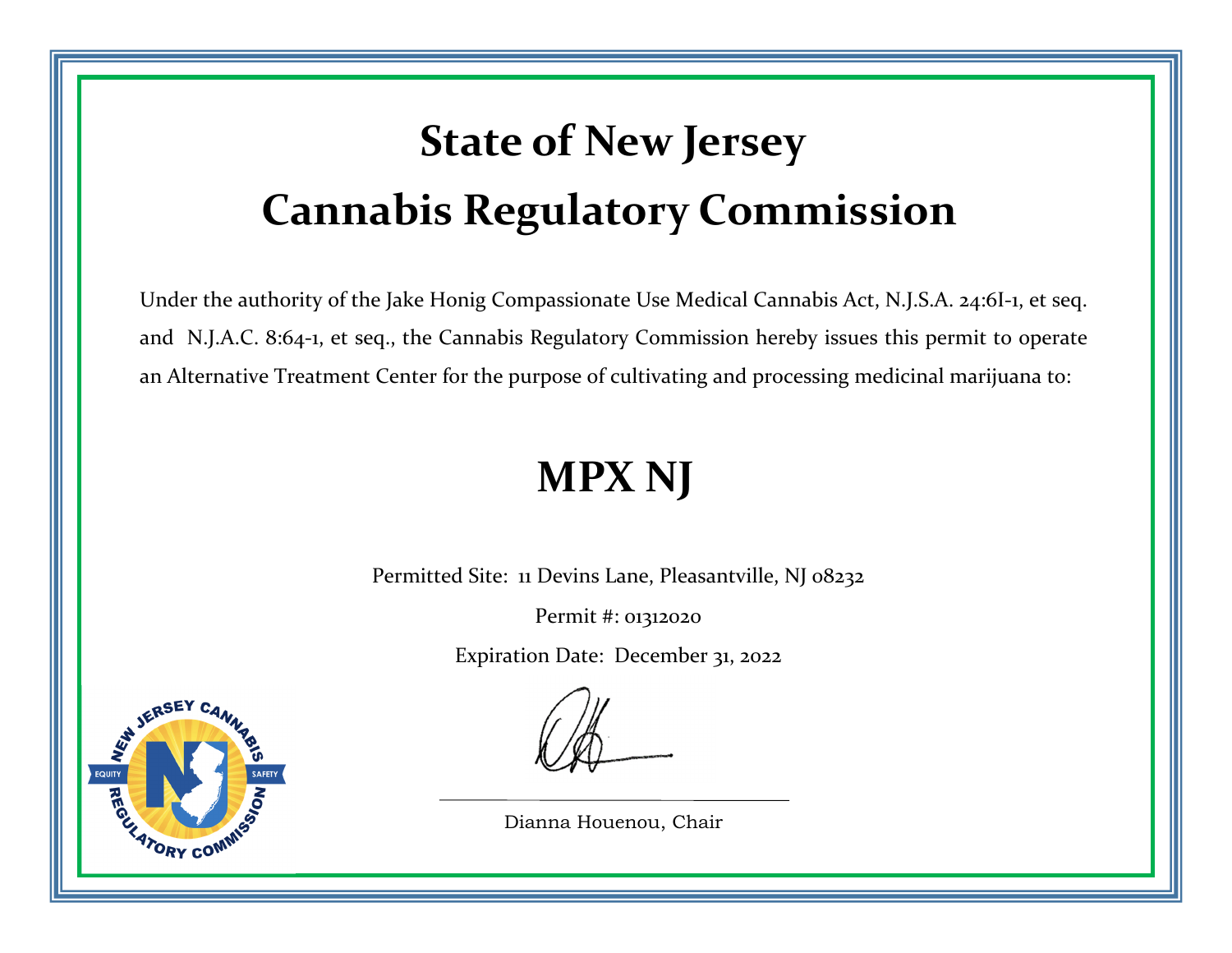# State of New Jersey
# Cannabis Regulatory Commission

Under the authority of the Jake Honig Compassionate Use Medical Cannabis Act, N.J.S.A. 24:6I-1, et seq. and N.J.A.C. 8:64-1, et seq., the Cannabis Regulatory Commission hereby issues this permit to operate an Alternative Treatment Center for the purpose of cultivating and processing medicinal marijuana to:

# MPX NJ

Permitted Site: 11 Devins Lane, Pleasantville, NJ 08232

Permit #: 01312020

Expiration Date: December 31, 2022

Dianna Houenou, Chair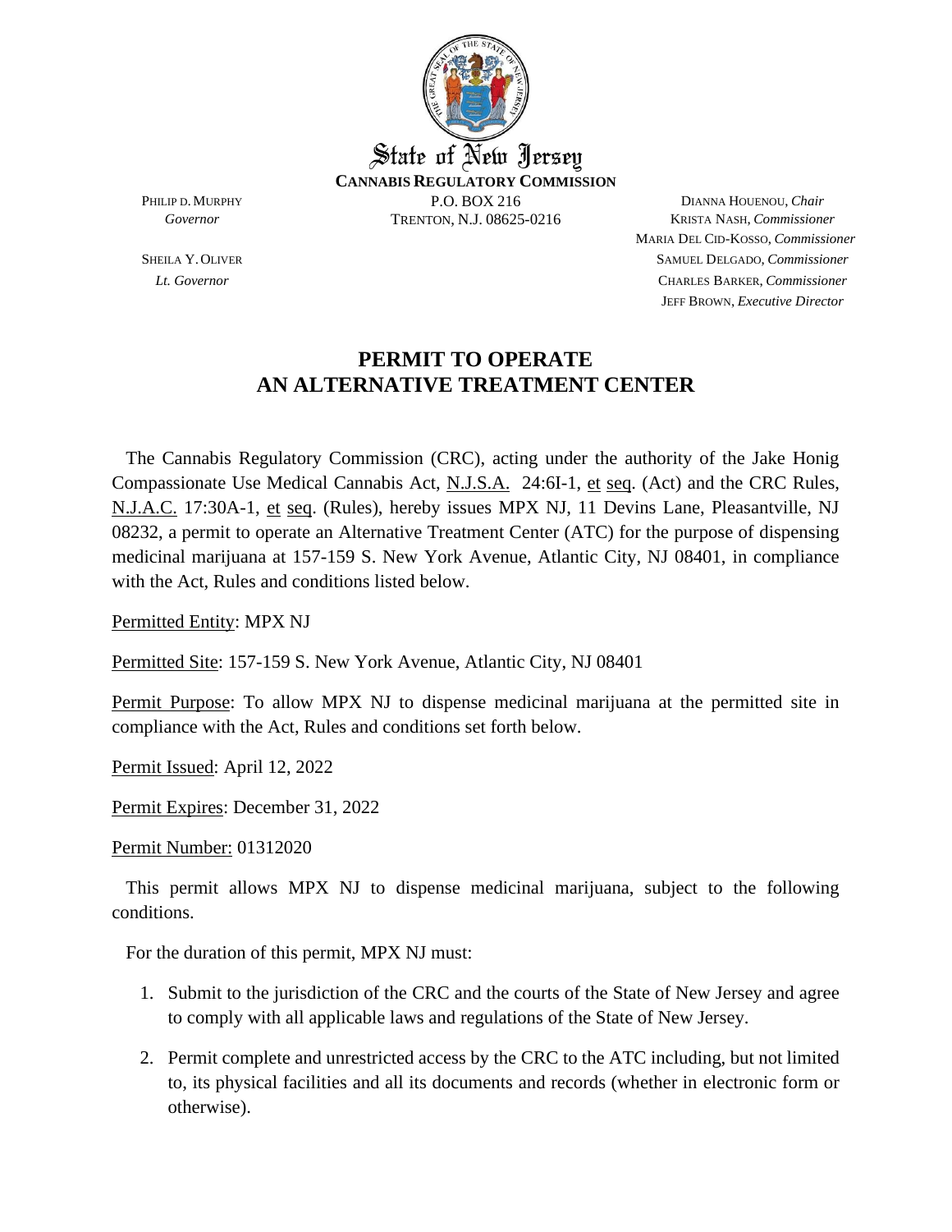State of New Jersey

**CANNABIS REGULATORY COMMISSION**

PHILIP D. MURPHY
*Governor*

SHEILA Y. OLIVER
*Lt. Governor*

P.O. BOX 216
TRENTON, N.J. 08625-0216

DIANNA HOUENOU, *Chair*
KRISTA NASH, *Commissioner*
MARIA DEL CID-KOSSO, *Commissioner*
SAMUEL DELGADO, *Commissioner*
CHARLES BARKER, *Commissioner*
JEFF BROWN, *Executive Director*

# PERMIT TO OPERATE AN ALTERNATIVE TREATMENT CENTER

The Cannabis Regulatory Commission (CRC), acting under the authority of the Jake Honig Compassionate Use Medical Cannabis Act, N.J.S.A. 24:6I-1, et seq. (Act) and the CRC Rules, N.J.A.C. 17:30A-1, et seq. (Rules), hereby issues MPX NJ, 11 Devins Lane, Pleasantville, NJ 08232, a permit to operate an Alternative Treatment Center (ATC) for the purpose of dispensing medicinal marijuana at 157-159 S. New York Avenue, Atlantic City, NJ 08401, in compliance with the Act, Rules and conditions listed below.

Permitted Entity: MPX NJ

Permitted Site: 157-159 S. New York Avenue, Atlantic City, NJ 08401

Permit Purpose: To allow MPX NJ to dispense medicinal marijuana at the permitted site in compliance with the Act, Rules and conditions set forth below.

Permit Issued: April 12, 2022

Permit Expires: December 31, 2022

Permit Number: 01312020

This permit allows MPX NJ to dispense medicinal marijuana, subject to the following conditions.

For the duration of this permit, MPX NJ must:

1. Submit to the jurisdiction of the CRC and the courts of the State of New Jersey and agree to comply with all applicable laws and regulations of the State of New Jersey.
2. Permit complete and unrestricted access by the CRC to the ATC including, but not limited to, its physical facilities and all its documents and records (whether in electronic form or otherwise).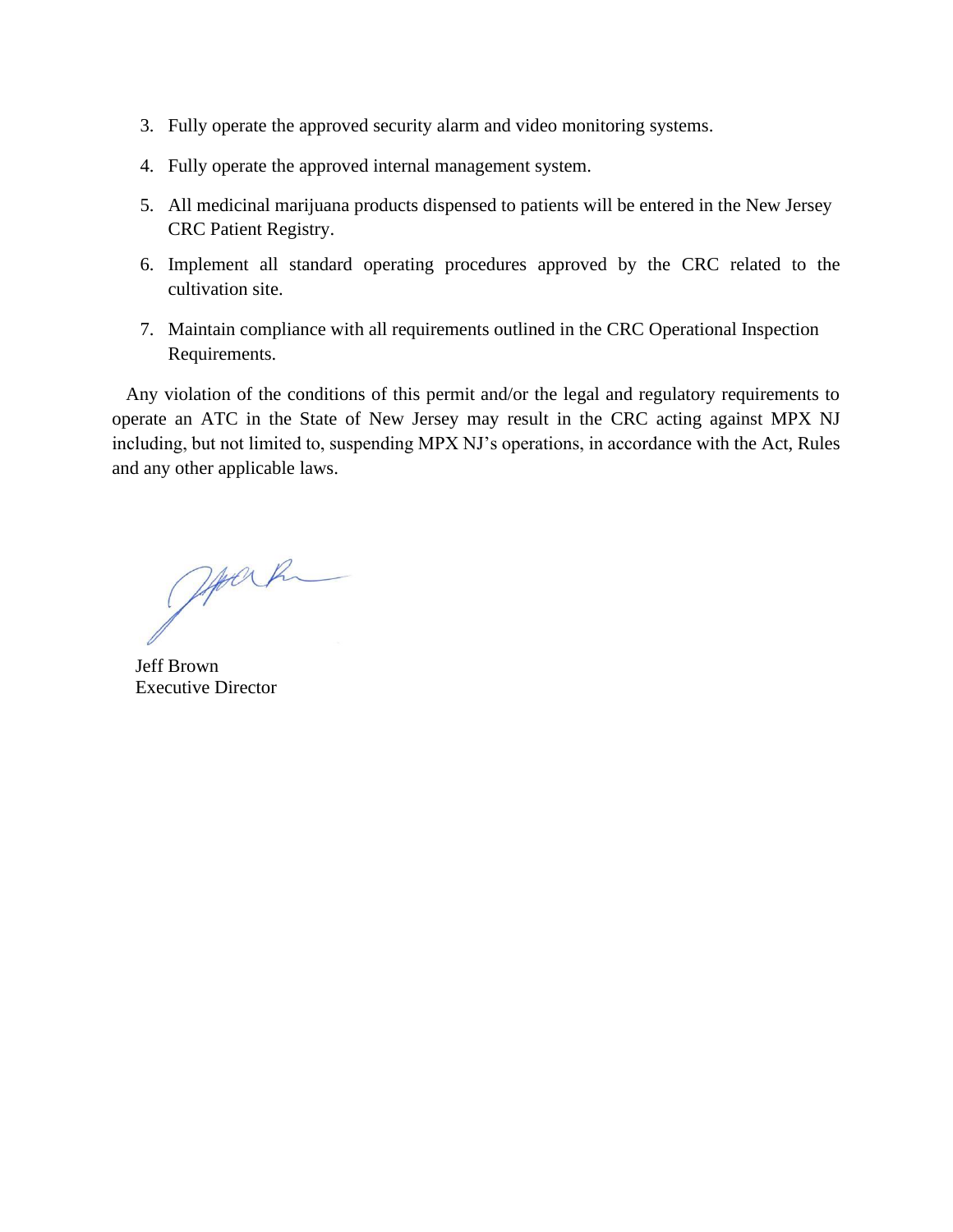3. Fully operate the approved security alarm and video monitoring systems.
4. Fully operate the approved internal management system.
5. All medicinal marijuana products dispensed to patients will be entered in the New Jersey CRC Patient Registry.
6. Implement all standard operating procedures approved by the CRC related to the cultivation site.
7. Maintain compliance with all requirements outlined in the CRC Operational Inspection Requirements.

Any violation of the conditions of this permit and/or the legal and regulatory requirements to operate an ATC in the State of New Jersey may result in the CRC acting against MPX NJ including, but not limited to, suspending MPX NJ's operations, in accordance with the Act, Rules and any other applicable laws.

Jeff Brown
Executive Director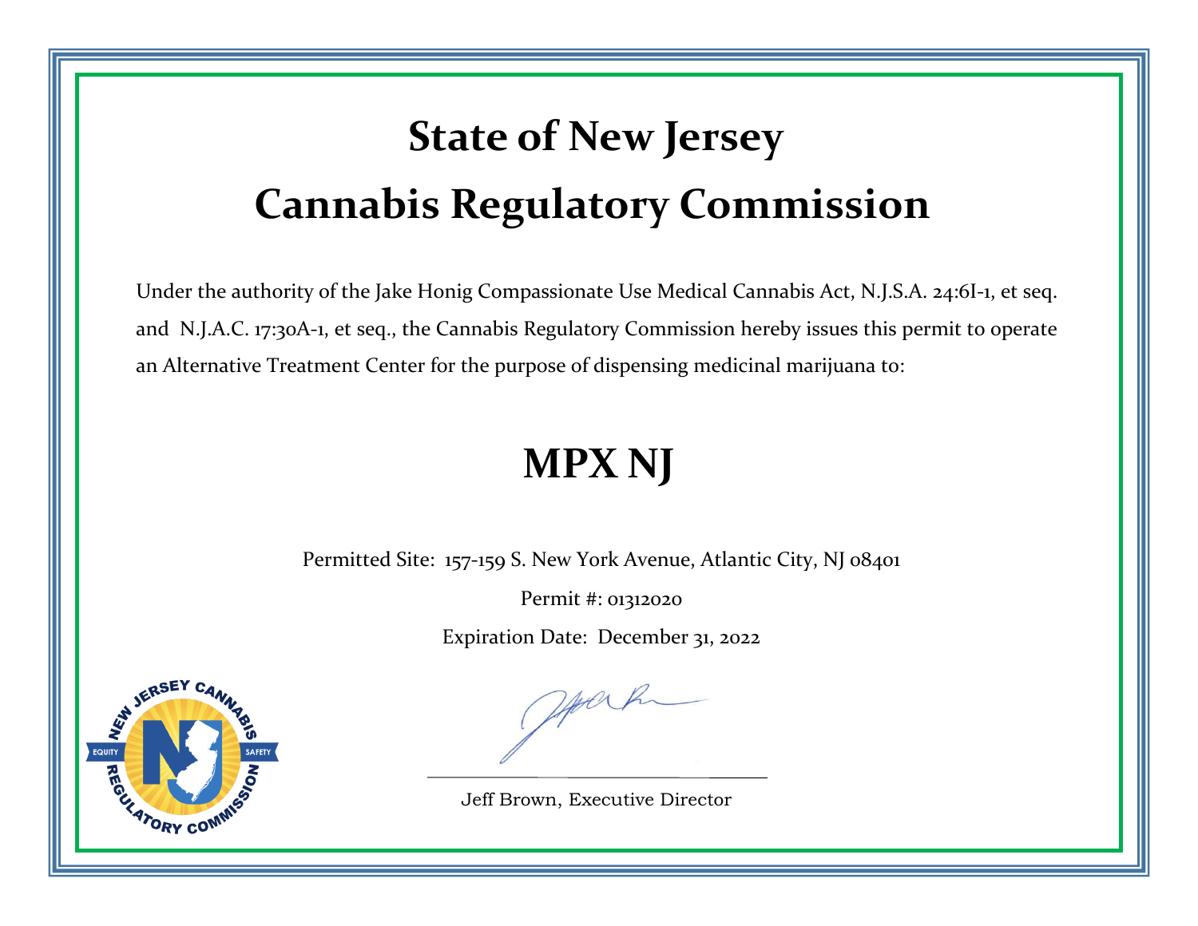# State of New Jersey

# Cannabis Regulatory Commission

Under the authority of the Jake Honig Compassionate Use Medical Cannabis Act, N.J.S.A. 24:6I-1, et seq. and N.J.A.C. 17:30A-1, et seq., the Cannabis Regulatory Commission hereby issues this permit to operate an Alternative Treatment Center for the purpose of dispensing medicinal marijuana to:

## MPX NJ

Permitted Site: 157-159 S. New York Avenue, Atlantic City, NJ 08401

Permit #: 01312020

Expiration Date: December 31, 2022

NEW JERSEY CANNABIS REGULATORY COMMISSION

EQUITY SAFETY

Jeff Brown, Executive Director